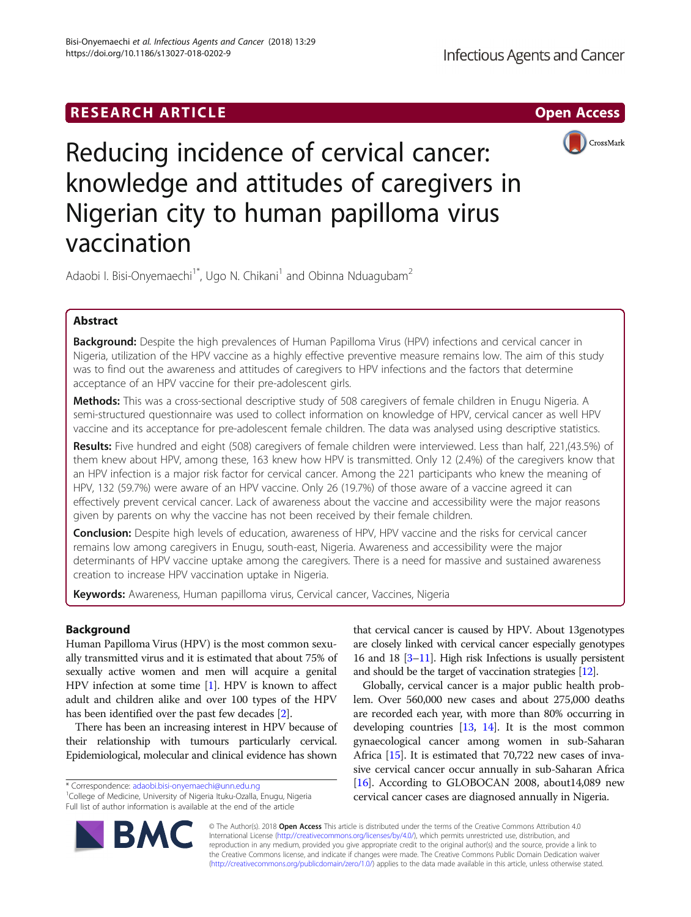RESEARCH ARTICLE

Open Access

# Reducing incidence of cervical cancer: knowledge and attitudes of caregivers in Nigerian city to human papilloma virus vaccination

Adaobi I. Bisi-Onyemaechi[1*], Ugo N. Chikani[1] and Obinna Nduagubam[2]

## Abstract

**Background:** Despite the high prevalences of Human Papilloma Virus (HPV) infections and cervical cancer in Nigeria, utilization of the HPV vaccine as a highly effective preventive measure remains low. The aim of this study was to find out the awareness and attitudes of caregivers to HPV infections and the factors that determine acceptance of an HPV vaccine for their pre-adolescent girls.

**Methods:** This was a cross-sectional descriptive study of 508 caregivers of female children in Enugu Nigeria. A semi-structured questionnaire was used to collect information on knowledge of HPV, cervical cancer as well HPV vaccine and its acceptance for pre-adolescent female children. The data was analysed using descriptive statistics.

**Results:** Five hundred and eight (508) caregivers of female children were interviewed. Less than half, 221,(43.5%) of them knew about HPV, among these, 163 knew how HPV is transmitted. Only 12 (2.4%) of the caregivers know that an HPV infection is a major risk factor for cervical cancer. Among the 221 participants who knew the meaning of HPV, 132 (59.7%) were aware of an HPV vaccine. Only 26 (19.7%) of those aware of a vaccine agreed it can effectively prevent cervical cancer. Lack of awareness about the vaccine and accessibility were the major reasons given by parents on why the vaccine has not been received by their female children.

**Conclusion:** Despite high levels of education, awareness of HPV, HPV vaccine and the risks for cervical cancer remains low among caregivers in Enugu, south-east, Nigeria. Awareness and accessibility were the major determinants of HPV vaccine uptake among the caregivers. There is a need for massive and sustained awareness creation to increase HPV vaccination uptake in Nigeria.

**Keywords:** Awareness, Human papilloma virus, Cervical cancer, Vaccines, Nigeria

## Background

Human Papilloma Virus (HPV) is the most common sexually transmitted virus and it is estimated that about 75% of sexually active women and men will acquire a genital HPV infection at some time [1]. HPV is known to affect adult and children alike and over 100 types of the HPV has been identified over the past few decades [2].

There has been an increasing interest in HPV because of their relationship with tumours particularly cervical. Epidemiological, molecular and clinical evidence has shown that cervical cancer is caused by HPV. About 13genotypes are closely linked with cervical cancer especially genotypes 16 and 18 [3–11]. High risk Infections is usually persistent and should be the target of vaccination strategies [12].

Globally, cervical cancer is a major public health problem. Over 560,000 new cases and about 275,000 deaths are recorded each year, with more than 80% occurring in developing countries [13, 14]. It is the most common gynaecological cancer among women in sub-Saharan Africa [15]. It is estimated that 70,722 new cases of invasive cervical cancer occur annually in sub-Saharan Africa [16]. According to GLOBOCAN 2008, about14,089 new cervical cancer cases are diagnosed annually in Nigeria.

\* Correspondence: adaobi.bisi-onyemaechi@unn.edu.ng
[1]College of Medicine, University of Nigeria Ituku-Ozalla, Enugu, Nigeria
Full list of author information is available at the end of the article

© The Author(s). 2018 **Open Access** This article is distributed under the terms of the Creative Commons Attribution 4.0 International License (http://creativecommons.org/licenses/by/4.0/), which permits unrestricted use, distribution, and reproduction in any medium, provided you give appropriate credit to the original author(s) and the source, provide a link to the Creative Commons license, and indicate if changes were made. The Creative Commons Public Domain Dedication waiver (http://creativecommons.org/publicdomain/zero/1.0/) applies to the data made available in this article, unless otherwise stated.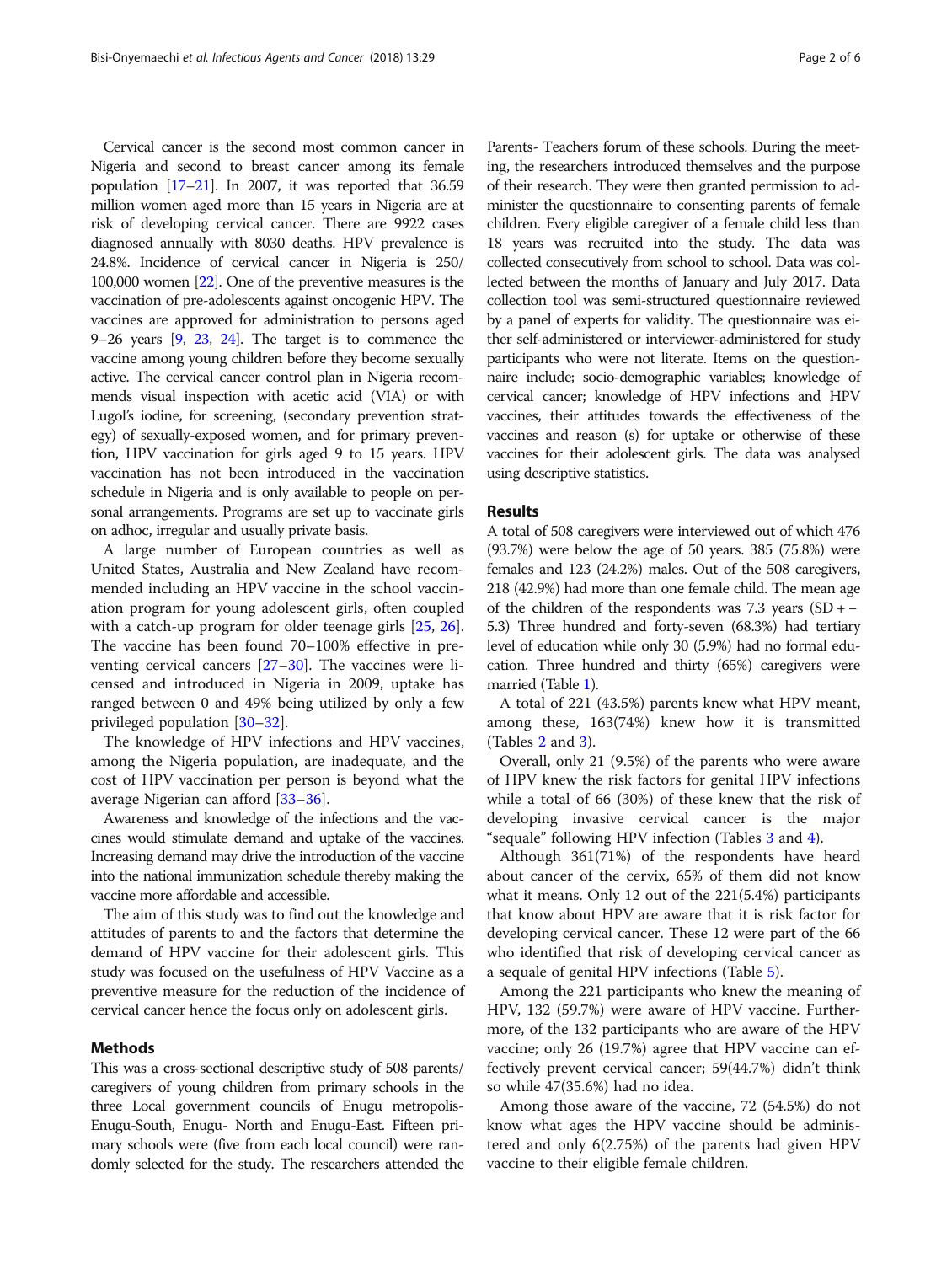Cervical cancer is the second most common cancer in Nigeria and second to breast cancer among its female population [17–21]. In 2007, it was reported that 36.59 million women aged more than 15 years in Nigeria are at risk of developing cervical cancer. There are 9922 cases diagnosed annually with 8030 deaths. HPV prevalence is 24.8%. Incidence of cervical cancer in Nigeria is 250/100,000 women [22]. One of the preventive measures is the vaccination of pre-adolescents against oncogenic HPV. The vaccines are approved for administration to persons aged 9–26 years [9, 23, 24]. The target is to commence the vaccine among young children before they become sexually active. The cervical cancer control plan in Nigeria recommends visual inspection with acetic acid (VIA) or with Lugol's iodine, for screening, (secondary prevention strategy) of sexually-exposed women, and for primary prevention, HPV vaccination for girls aged 9 to 15 years. HPV vaccination has not been introduced in the vaccination schedule in Nigeria and is only available to people on personal arrangements. Programs are set up to vaccinate girls on adhoc, irregular and usually private basis.

A large number of European countries as well as United States, Australia and New Zealand have recommended including an HPV vaccine in the school vaccination program for young adolescent girls, often coupled with a catch-up program for older teenage girls [25, 26]. The vaccine has been found 70–100% effective in preventing cervical cancers [27–30]. The vaccines were licensed and introduced in Nigeria in 2009, uptake has ranged between 0 and 49% being utilized by only a few privileged population [30–32].

The knowledge of HPV infections and HPV vaccines, among the Nigeria population, are inadequate, and the cost of HPV vaccination per person is beyond what the average Nigerian can afford [33–36].

Awareness and knowledge of the infections and the vaccines would stimulate demand and uptake of the vaccines. Increasing demand may drive the introduction of the vaccine into the national immunization schedule thereby making the vaccine more affordable and accessible.

The aim of this study was to find out the knowledge and attitudes of parents to and the factors that determine the demand of HPV vaccine for their adolescent girls. This study was focused on the usefulness of HPV Vaccine as a preventive measure for the reduction of the incidence of cervical cancer hence the focus only on adolescent girls.

## Methods

This was a cross-sectional descriptive study of 508 parents/caregivers of young children from primary schools in the three Local government councils of Enugu metropolis- Enugu-South, Enugu- North and Enugu-East. Fifteen primary schools were (five from each local council) were randomly selected for the study. The researchers attended the Parents- Teachers forum of these schools. During the meeting, the researchers introduced themselves and the purpose of their research. They were then granted permission to administer the questionnaire to consenting parents of female children. Every eligible caregiver of a female child less than 18 years was recruited into the study. The data was collected consecutively from school to school. Data was collected between the months of January and July 2017. Data collection tool was semi-structured questionnaire reviewed by a panel of experts for validity. The questionnaire was either self-administered or interviewer-administered for study participants who were not literate. Items on the questionnaire include; socio-demographic variables; knowledge of cervical cancer; knowledge of HPV infections and HPV vaccines, their attitudes towards the effectiveness of the vaccines and reason (s) for uptake or otherwise of these vaccines for their adolescent girls. The data was analysed using descriptive statistics.

## Results

A total of 508 caregivers were interviewed out of which 476 (93.7%) were below the age of 50 years. 385 (75.8%) were females and 123 (24.2%) males. Out of the 508 caregivers, 218 (42.9%) had more than one female child. The mean age of the children of the respondents was 7.3 years (SD + − 5.3) Three hundred and forty-seven (68.3%) had tertiary level of education while only 30 (5.9%) had no formal education. Three hundred and thirty (65%) caregivers were married (Table 1).

A total of 221 (43.5%) parents knew what HPV meant, among these, 163(74%) knew how it is transmitted (Tables 2 and 3).

Overall, only 21 (9.5%) of the parents who were aware of HPV knew the risk factors for genital HPV infections while a total of 66 (30%) of these knew that the risk of developing invasive cervical cancer is the major "sequale" following HPV infection (Tables 3 and 4).

Although 361(71%) of the respondents have heard about cancer of the cervix, 65% of them did not know what it means. Only 12 out of the 221(5.4%) participants that know about HPV are aware that it is risk factor for developing cervical cancer. These 12 were part of the 66 who identified that risk of developing cervical cancer as a sequale of genital HPV infections (Table 5).

Among the 221 participants who knew the meaning of HPV, 132 (59.7%) were aware of HPV vaccine. Furthermore, of the 132 participants who are aware of the HPV vaccine; only 26 (19.7%) agree that HPV vaccine can effectively prevent cervical cancer; 59(44.7%) didn't think so while 47(35.6%) had no idea.

Among those aware of the vaccine, 72 (54.5%) do not know what ages the HPV vaccine should be administered and only 6(2.75%) of the parents had given HPV vaccine to their eligible female children.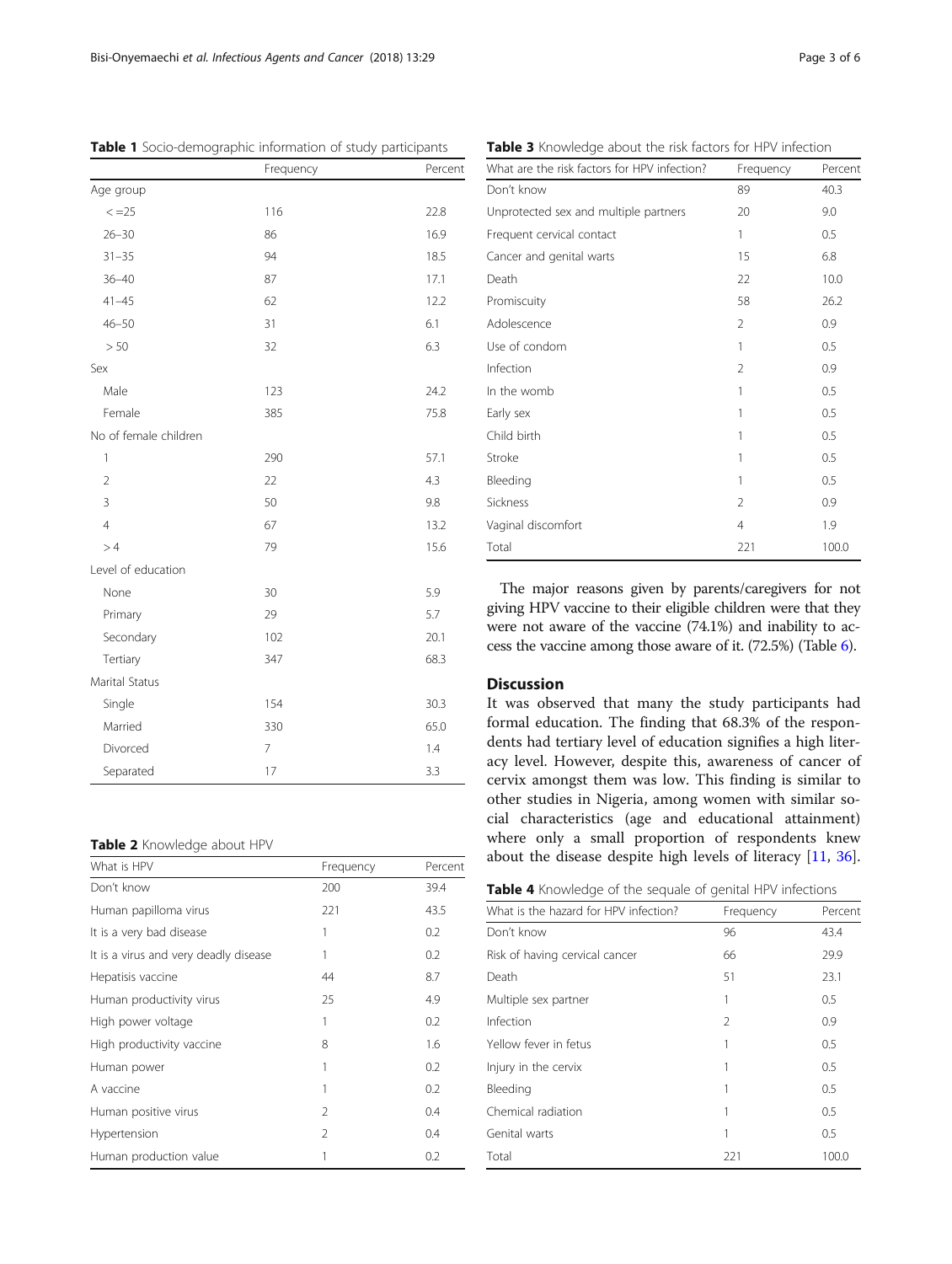**Table 1** Socio-demographic information of study participants

| | Frequency | Percent |
|---|---|---|
| Age group | | |
| < =25 | 116 | 22.8 |
| 26–30 | 86 | 16.9 |
| 31–35 | 94 | 18.5 |
| 36–40 | 87 | 17.1 |
| 41–45 | 62 | 12.2 |
| 46–50 | 31 | 6.1 |
| > 50 | 32 | 6.3 |
| Sex | | |
| Male | 123 | 24.2 |
| Female | 385 | 75.8 |
| No of female children | | |
| 1 | 290 | 57.1 |
| 2 | 22 | 4.3 |
| 3 | 50 | 9.8 |
| 4 | 67 | 13.2 |
| > 4 | 79 | 15.6 |
| Level of education | | |
| None | 30 | 5.9 |
| Primary | 29 | 5.7 |
| Secondary | 102 | 20.1 |
| Tertiary | 347 | 68.3 |
| Marital Status | | |
| Single | 154 | 30.3 |
| Married | 330 | 65.0 |
| Divorced | 7 | 1.4 |
| Separated | 17 | 3.3 |

**Table 2** Knowledge about HPV

| What is HPV | Frequency | Percent |
|---|---|---|
| Don't know | 200 | 39.4 |
| Human papilloma virus | 221 | 43.5 |
| It is a very bad disease | 1 | 0.2 |
| It is a virus and very deadly disease | 1 | 0.2 |
| Hepatisis vaccine | 44 | 8.7 |
| Human productivity virus | 25 | 4.9 |
| High power voltage | 1 | 0.2 |
| High productivity vaccine | 8 | 1.6 |
| Human power | 1 | 0.2 |
| A vaccine | 1 | 0.2 |
| Human positive virus | 2 | 0.4 |
| Hypertension | 2 | 0.4 |
| Human production value | 1 | 0.2 |

**Table 3** Knowledge about the risk factors for HPV infection

| What are the risk factors for HPV infection? | Frequency | Percent |
|---|---|---|
| Don't know | 89 | 40.3 |
| Unprotected sex and multiple partners | 20 | 9.0 |
| Frequent cervical contact | 1 | 0.5 |
| Cancer and genital warts | 15 | 6.8 |
| Death | 22 | 10.0 |
| Promiscuity | 58 | 26.2 |
| Adolescence | 2 | 0.9 |
| Use of condom | 1 | 0.5 |
| Infection | 2 | 0.9 |
| In the womb | 1 | 0.5 |
| Early sex | 1 | 0.5 |
| Child birth | 1 | 0.5 |
| Stroke | 1 | 0.5 |
| Bleeding | 1 | 0.5 |
| Sickness | 2 | 0.9 |
| Vaginal discomfort | 4 | 1.9 |
| Total | 221 | 100.0 |

The major reasons given by parents/caregivers for not giving HPV vaccine to their eligible children were that they were not aware of the vaccine (74.1%) and inability to access the vaccine among those aware of it. (72.5%) (Table 6).

## Discussion

It was observed that many the study participants had formal education. The finding that 68.3% of the respondents had tertiary level of education signifies a high literacy level. However, despite this, awareness of cancer of cervix amongst them was low. This finding is similar to other studies in Nigeria, among women with similar social characteristics (age and educational attainment) where only a small proportion of respondents knew about the disease despite high levels of literacy [11, 36].

**Table 4** Knowledge of the sequale of genital HPV infections

| What is the hazard for HPV infection? | Frequency | Percent |
|---|---|---|
| Don't know | 96 | 43.4 |
| Risk of having cervical cancer | 66 | 29.9 |
| Death | 51 | 23.1 |
| Multiple sex partner | 1 | 0.5 |
| Infection | 2 | 0.9 |
| Yellow fever in fetus | 1 | 0.5 |
| Injury in the cervix | 1 | 0.5 |
| Bleeding | 1 | 0.5 |
| Chemical radiation | 1 | 0.5 |
| Genital warts | 1 | 0.5 |
| Total | 221 | 100.0 |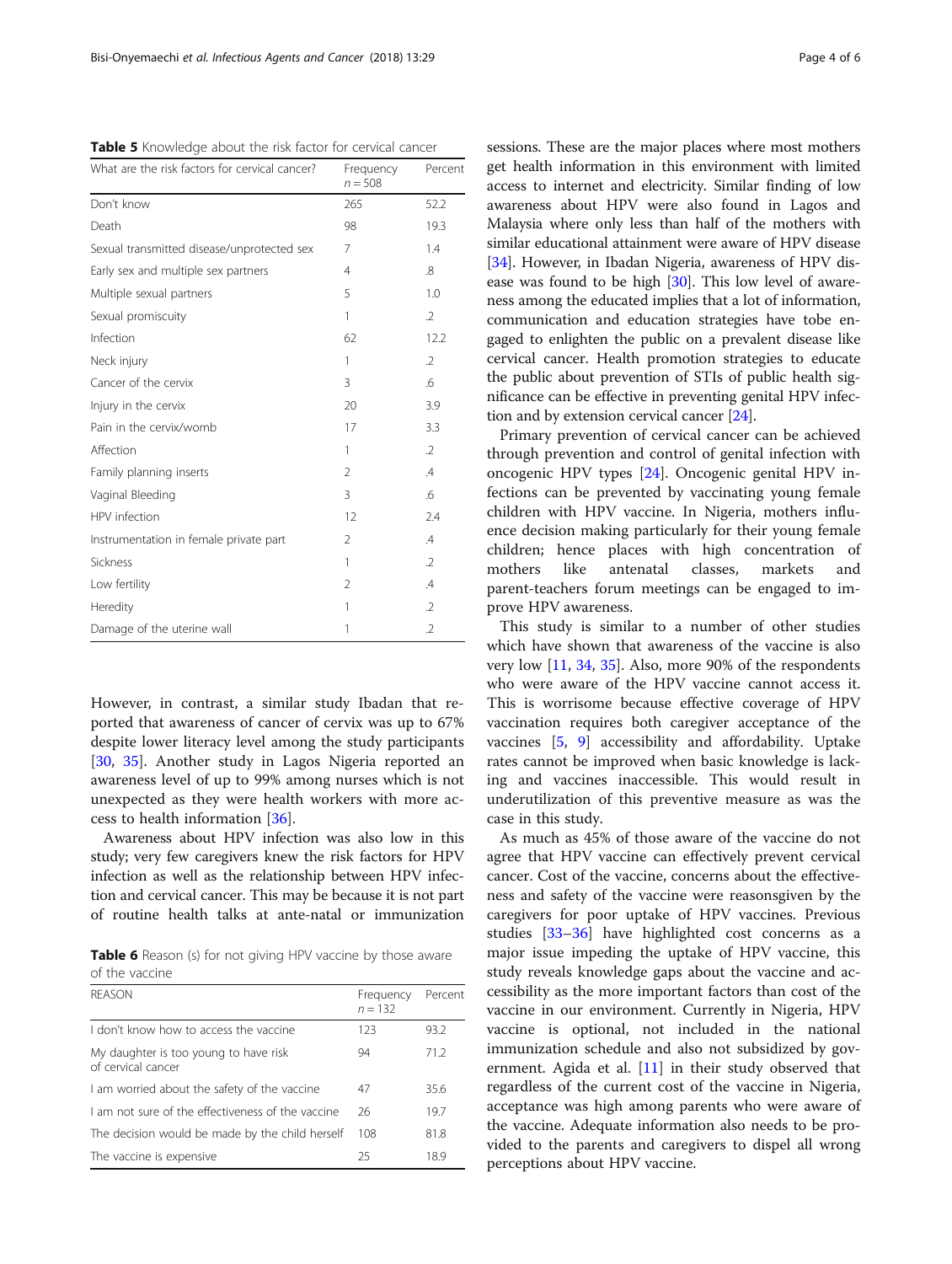**Table 5** Knowledge about the risk factor for cervical cancer

| What are the risk factors for cervical cancer? | Frequency $n = 508$ | Percent |
|---|---|---|
| Don't know | 265 | 52.2 |
| Death | 98 | 19.3 |
| Sexual transmitted disease/unprotected sex | 7 | 1.4 |
| Early sex and multiple sex partners | 4 | .8 |
| Multiple sexual partners | 5 | 1.0 |
| Sexual promiscuity | 1 | .2 |
| Infection | 62 | 12.2 |
| Neck injury | 1 | .2 |
| Cancer of the cervix | 3 | .6 |
| Injury in the cervix | 20 | 3.9 |
| Pain in the cervix/womb | 17 | 3.3 |
| Affection | 1 | .2 |
| Family planning inserts | 2 | .4 |
| Vaginal Bleeding | 3 | .6 |
| HPV infection | 12 | 2.4 |
| Instrumentation in female private part | 2 | .4 |
| Sickness | 1 | .2 |
| Low fertility | 2 | .4 |
| Heredity | 1 | .2 |
| Damage of the uterine wall | 1 | .2 |

However, in contrast, a similar study Ibadan that reported that awareness of cancer of cervix was up to 67% despite lower literacy level among the study participants [30, 35]. Another study in Lagos Nigeria reported an awareness level of up to 99% among nurses which is not unexpected as they were health workers with more access to health information [36].

Awareness about HPV infection was also low in this study; very few caregivers knew the risk factors for HPV infection as well as the relationship between HPV infection and cervical cancer. This may be because it is not part of routine health talks at ante-natal or immunization sessions. These are the major places where most mothers get health information in this environment with limited access to internet and electricity. Similar finding of low awareness about HPV were also found in Lagos and Malaysia where only less than half of the mothers with similar educational attainment were aware of HPV disease [34]. However, in Ibadan Nigeria, awareness of HPV disease was found to be high [30]. This low level of awareness among the educated implies that a lot of information, communication and education strategies have tobe engaged to enlighten the public on a prevalent disease like cervical cancer. Health promotion strategies to educate the public about prevention of STIs of public health significance can be effective in preventing genital HPV infection and by extension cervical cancer [24].

**Table 6** Reason (s) for not giving HPV vaccine by those aware of the vaccine

| REASON | Frequency $n = 132$ | Percent |
|---|---|---|
| I don't know how to access the vaccine | 123 | 93.2 |
| My daughter is too young to have risk of cervical cancer | 94 | 71.2 |
| I am worried about the safety of the vaccine | 47 | 35.6 |
| I am not sure of the effectiveness of the vaccine | 26 | 19.7 |
| The decision would be made by the child herself | 108 | 81.8 |
| The vaccine is expensive | 25 | 18.9 |

Primary prevention of cervical cancer can be achieved through prevention and control of genital infection with oncogenic HPV types [24]. Oncogenic genital HPV infections can be prevented by vaccinating young female children with HPV vaccine. In Nigeria, mothers influence decision making particularly for their young female children; hence places with high concentration of mothers like antenatal classes, markets and parent-teachers forum meetings can be engaged to improve HPV awareness.

This study is similar to a number of other studies which have shown that awareness of the vaccine is also very low [11, 34, 35]. Also, more 90% of the respondents who were aware of the HPV vaccine cannot access it. This is worrisome because effective coverage of HPV vaccination requires both caregiver acceptance of the vaccines [5, 9] accessibility and affordability. Uptake rates cannot be improved when basic knowledge is lacking and vaccines inaccessible. This would result in underutilization of this preventive measure as was the case in this study.

As much as 45% of those aware of the vaccine do not agree that HPV vaccine can effectively prevent cervical cancer. Cost of the vaccine, concerns about the effectiveness and safety of the vaccine were reasonsgiven by the caregivers for poor uptake of HPV vaccines. Previous studies [33–36] have highlighted cost concerns as a major issue impeding the uptake of HPV vaccine, this study reveals knowledge gaps about the vaccine and accessibility as the more important factors than cost of the vaccine in our environment. Currently in Nigeria, HPV vaccine is optional, not included in the national immunization schedule and also not subsidized by government. Agida et al. [11] in their study observed that regardless of the current cost of the vaccine in Nigeria, acceptance was high among parents who were aware of the vaccine. Adequate information also needs to be provided to the parents and caregivers to dispel all wrong perceptions about HPV vaccine.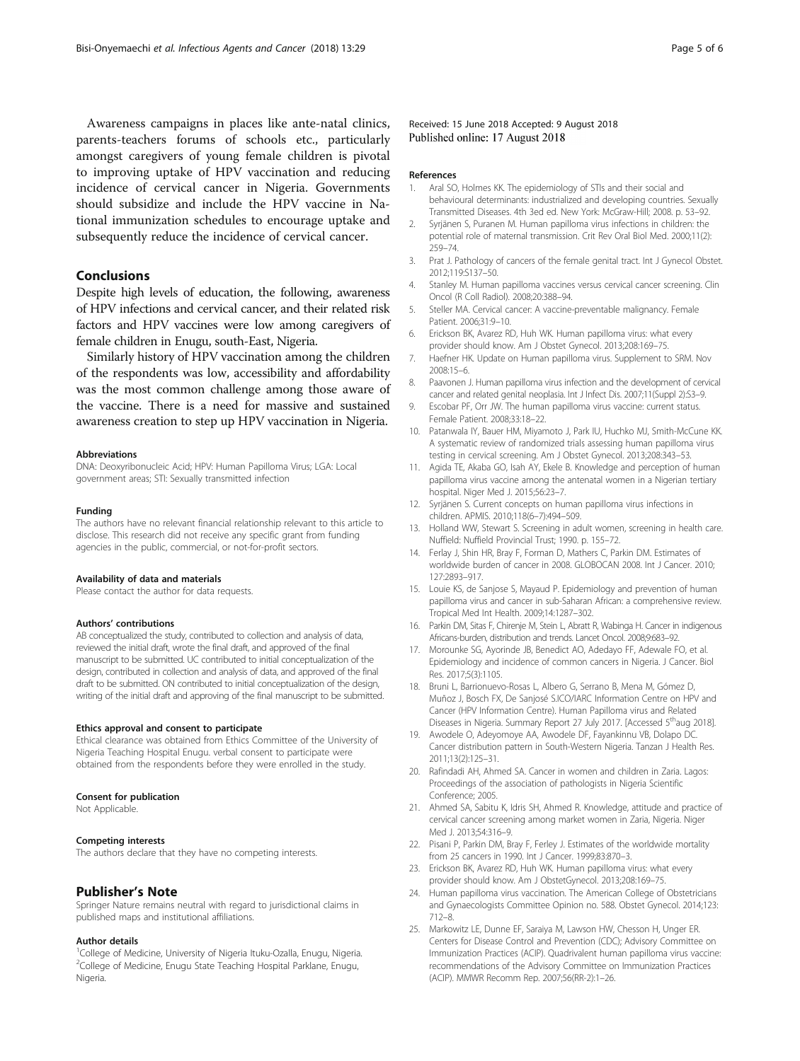Awareness campaigns in places like ante-natal clinics, parents-teachers forums of schools etc., particularly amongst caregivers of young female children is pivotal to improving uptake of HPV vaccination and reducing incidence of cervical cancer in Nigeria. Governments should subsidize and include the HPV vaccine in National immunization schedules to encourage uptake and subsequently reduce the incidence of cervical cancer.

## Conclusions

Despite high levels of education, the following, awareness of HPV infections and cervical cancer, and their related risk factors and HPV vaccines were low among caregivers of female children in Enugu, south-East, Nigeria.

Similarly history of HPV vaccination among the children of the respondents was low, accessibility and affordability was the most common challenge among those aware of the vaccine. There is a need for massive and sustained awareness creation to step up HPV vaccination in Nigeria.

#### Abbreviations

DNA: Deoxyribonucleic Acid; HPV: Human Papilloma Virus; LGA: Local government areas; STI: Sexually transmitted infection

#### Funding

The authors have no relevant financial relationship relevant to this article to disclose. This research did not receive any specific grant from funding agencies in the public, commercial, or not-for-profit sectors.

#### Availability of data and materials

Please contact the author for data requests.

#### Authors' contributions

AB conceptualized the study, contributed to collection and analysis of data, reviewed the initial draft, wrote the final draft, and approved of the final manuscript to be submitted. UC contributed to initial conceptualization of the design, contributed in collection and analysis of data, and approved of the final draft to be submitted. ON contributed to initial conceptualization of the design, writing of the initial draft and approving of the final manuscript to be submitted.

#### Ethics approval and consent to participate

Ethical clearance was obtained from Ethics Committee of the University of Nigeria Teaching Hospital Enugu. verbal consent to participate were obtained from the respondents before they were enrolled in the study.

#### Consent for publication

Not Applicable.

#### Competing interests

The authors declare that they have no competing interests.

## Publisher's Note

Springer Nature remains neutral with regard to jurisdictional claims in published maps and institutional affiliations.

#### Author details

[1]College of Medicine, University of Nigeria Ituku-Ozalla, Enugu, Nigeria.
[2]College of Medicine, Enugu State Teaching Hospital Parklane, Enugu, Nigeria.

Received: 15 June 2018 Accepted: 9 August 2018
Published online: 17 August 2018

#### References

1. Aral SO, Holmes KK. The epidemiology of STIs and their social and behavioural determinants: industrialized and developing countries. Sexually Transmitted Diseases. 4th 3ed ed. New York: McGraw-Hill; 2008. p. 53–92.
2. Syrjänen S, Puranen M. Human papilloma virus infections in children: the potential role of maternal transmission. Crit Rev Oral Biol Med. 2000;11(2): 259–74.
3. Prat J. Pathology of cancers of the female genital tract. Int J Gynecol Obstet. 2012;119:S137–50.
4. Stanley M. Human papilloma vaccines versus cervical cancer screening. Clin Oncol (R Coll Radiol). 2008;20:388–94.
5. Steller MA. Cervical cancer: A vaccine-preventable malignancy. Female Patient. 2006;31:9–10.
6. Erickson BK, Avarez RD, Huh WK. Human papilloma virus: what every provider should know. Am J Obstet Gynecol. 2013;208:169–75.
7. Haefner HK. Update on Human papilloma virus. Supplement to SRM. Nov 2008:15–6.
8. Paavonen J. Human papilloma virus infection and the development of cervical cancer and related genital neoplasia. Int J Infect Dis. 2007;11(Suppl 2):S3–9.
9. Escobar PF, Orr JW. The human papilloma virus vaccine: current status. Female Patient. 2008;33:18–22.
10. Patanwala IY, Bauer HM, Miyamoto J, Park IU, Huchko MJ, Smith-McCune KK. A systematic review of randomized trials assessing human papilloma virus testing in cervical screening. Am J Obstet Gynecol. 2013;208:343–53.
11. Agida TE, Akaba GO, Isah AY, Ekele B. Knowledge and perception of human papilloma virus vaccine among the antenatal women in a Nigerian tertiary hospital. Niger Med J. 2015;56:23–7.
12. Syrjänen S. Current concepts on human papilloma virus infections in children. APMIS. 2010;118(6–7):494–509.
13. Holland WW, Stewart S. Screening in adult women, screening in health care. Nuffield: Nuffield Provincial Trust; 1990. p. 155–72.
14. Ferlay J, Shin HR, Bray F, Forman D, Mathers C, Parkin DM. Estimates of worldwide burden of cancer in 2008. GLOBOCAN 2008. Int J Cancer. 2010; 127:2893–917.
15. Louie KS, de Sanjose S, Mayaud P. Epidemiology and prevention of human papilloma virus and cancer in sub-Saharan African: a comprehensive review. Tropical Med Int Health. 2009;14:1287–302.
16. Parkin DM, Sitas F, Chirenje M, Stein L, Abratt R, Wabinga H. Cancer in indigenous Africans-burden, distribution and trends. Lancet Oncol. 2008;9:683–92.
17. Morounke SG, Ayorinde JB, Benedict AO, Adedayo FF, Adewale FO, et al. Epidemiology and incidence of common cancers in Nigeria. J Cancer. Biol Res. 2017;5(3):1105.
18. Bruni L, Barrionuevo-Rosas L, Albero G, Serrano B, Mena M, Gómez D, Muñoz J, Bosch FX, De Sanjosé S.ICO/IARC Information Centre on HPV and Cancer (HPV Information Centre). Human Papilloma virus and Related Diseases in Nigeria. Summary Report 27 July 2017. [Accessed 5thaug 2018].
19. Awodele O, Adeyomoye AA, Awodele DF, Fayankinnu VB, Dolapo DC. Cancer distribution pattern in South-Western Nigeria. Tanzan J Health Res. 2011;13(2):125–31.
20. Rafindadi AH, Ahmed SA. Cancer in women and children in Zaria. Lagos: Proceedings of the association of pathologists in Nigeria Scientific Conference; 2005.
21. Ahmed SA, Sabitu K, Idris SH, Ahmed R. Knowledge, attitude and practice of cervical cancer screening among market women in Zaria, Nigeria. Niger Med J. 2013;54:316–9.
22. Pisani P, Parkin DM, Bray F, Ferley J. Estimates of the worldwide mortality from 25 cancers in 1990. Int J Cancer. 1999;83:870–3.
23. Erickson BK, Avarez RD, Huh WK. Human papilloma virus: what every provider should know. Am J ObstetGynecol. 2013;208:169–75.
24. Human papilloma virus vaccination. The American College of Obstetricians and Gynaecologists Committee Opinion no. 588. Obstet Gynecol. 2014;123: 712–8.
25. Markowitz LE, Dunne EF, Saraiya M, Lawson HW, Chesson H, Unger ER. Centers for Disease Control and Prevention (CDC); Advisory Committee on Immunization Practices (ACIP). Quadrivalent human papilloma virus vaccine: recommendations of the Advisory Committee on Immunization Practices (ACIP). MMWR Recomm Rep. 2007;56(RR-2):1–26.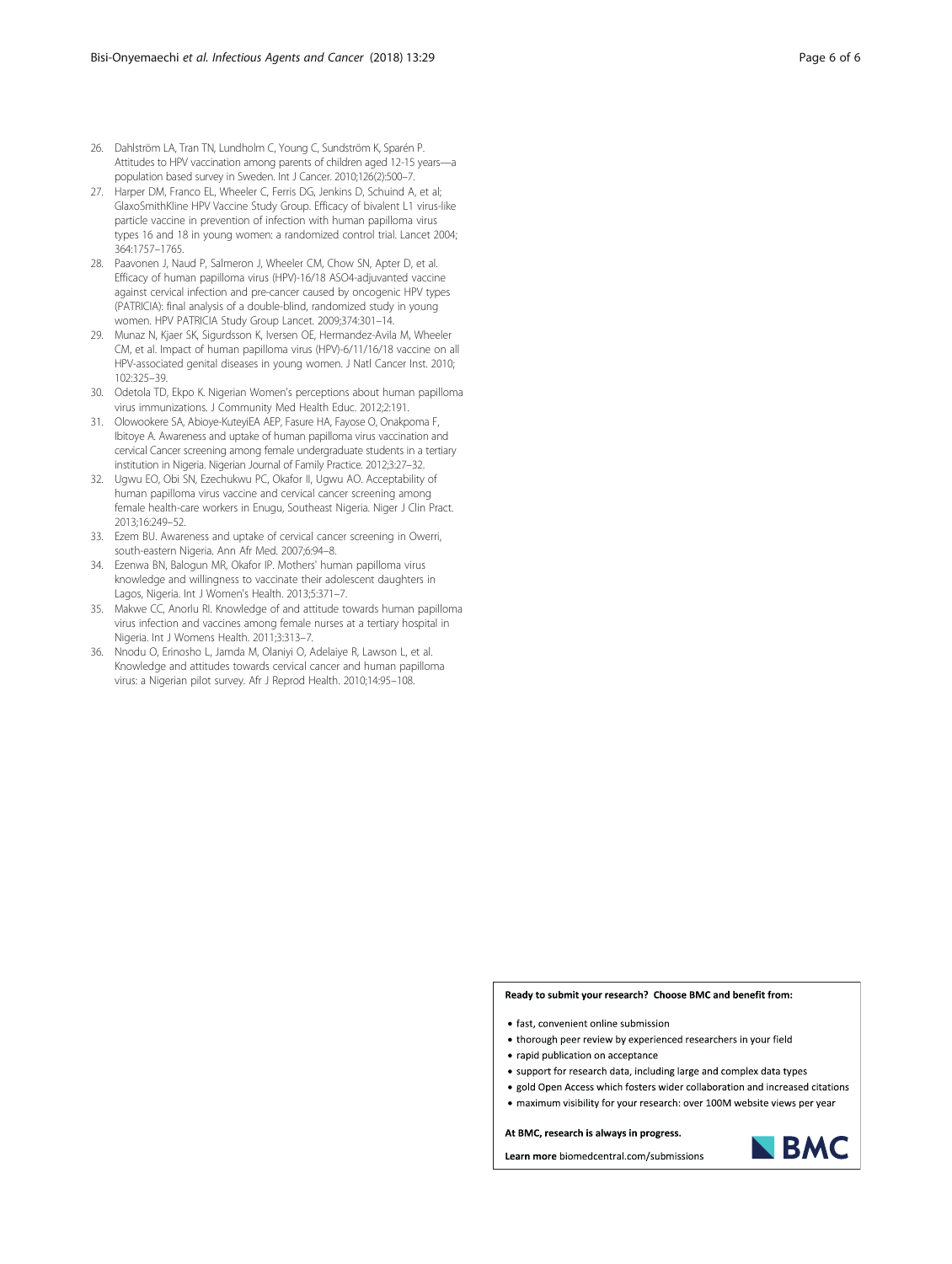26. Dahlström LA, Tran TN, Lundholm C, Young C, Sundström K, Sparén P. Attitudes to HPV vaccination among parents of children aged 12-15 years—a population based survey in Sweden. Int J Cancer. 2010;126(2):500–7.
27. Harper DM, Franco EL, Wheeler C, Ferris DG, Jenkins D, Schuind A, et al; GlaxoSmithKline HPV Vaccine Study Group. Efficacy of bivalent L1 virus-like particle vaccine in prevention of infection with human papilloma virus types 16 and 18 in young women: a randomized control trial. Lancet 2004; 364:1757–1765.
28. Paavonen J, Naud P, Salmeron J, Wheeler CM, Chow SN, Apter D, et al. Efficacy of human papilloma virus (HPV)-16/18 ASO4-adjuvanted vaccine against cervical infection and pre-cancer caused by oncogenic HPV types (PATRICIA): final analysis of a double-blind, randomized study in young women. HPV PATRICIA Study Group Lancet. 2009;374:301–14.
29. Munaz N, Kjaer SK, Sigurdsson K, Iversen OE, Hermandez-Avila M, Wheeler CM, et al. Impact of human papilloma virus (HPV)-6/11/16/18 vaccine on all HPV-associated genital diseases in young women. J Natl Cancer Inst. 2010; 102:325–39.
30. Odetola TD, Ekpo K. Nigerian Women's perceptions about human papilloma virus immunizations. J Community Med Health Educ. 2012;2:191.
31. Olowookere SA, Abioye-KuteyiEA AEP, Fasure HA, Fayose O, Onakpoma F, Ibitoye A. Awareness and uptake of human papilloma virus vaccination and cervical Cancer screening among female undergraduate students in a tertiary institution in Nigeria. Nigerian Journal of Family Practice. 2012;3:27–32.
32. Ugwu EO, Obi SN, Ezechukwu PC, Okafor II, Ugwu AO. Acceptability of human papilloma virus vaccine and cervical cancer screening among female health-care workers in Enugu, Southeast Nigeria. Niger J Clin Pract. 2013;16:249–52.
33. Ezem BU. Awareness and uptake of cervical cancer screening in Owerri, south-eastern Nigeria. Ann Afr Med. 2007;6:94–8.
34. Ezenwa BN, Balogun MR, Okafor IP. Mothers' human papilloma virus knowledge and willingness to vaccinate their adolescent daughters in Lagos, Nigeria. Int J Women's Health. 2013;5:371–7.
35. Makwe CC, Anorlu RI. Knowledge of and attitude towards human papilloma virus infection and vaccines among female nurses at a tertiary hospital in Nigeria. Int J Womens Health. 2011;3:313–7.
36. Nnodu O, Erinosho L, Jamda M, Olaniyi O, Adelaiye R, Lawson L, et al. Knowledge and attitudes towards cervical cancer and human papilloma virus: a Nigerian pilot survey. Afr J Reprod Health. 2010;14:95–108.

**Ready to submit your research? Choose BMC and benefit from:**

- fast, convenient online submission
- thorough peer review by experienced researchers in your field
- rapid publication on acceptance
- support for research data, including large and complex data types
- gold Open Access which fosters wider collaboration and increased citations
- maximum visibility for your research: over 100M website views per year

**At BMC, research is always in progress.**

**Learn more** biomedcentral.com/submissions

BMC